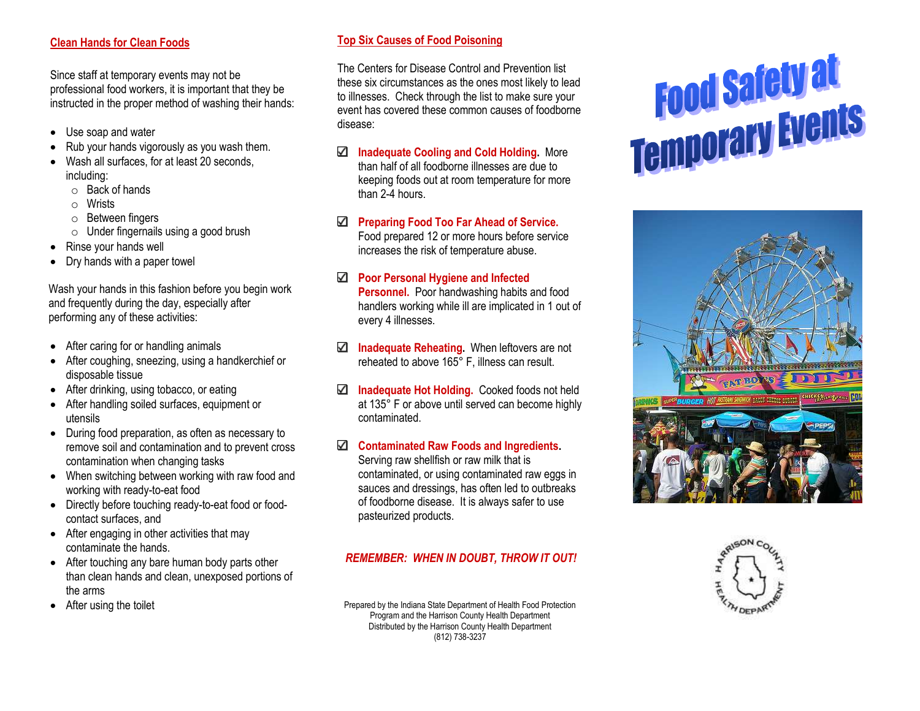## Clean Hands for Clean Foods

Since staff at temporary events may not be professional food workers, it is important that they be instructed in the proper method of washing their hands:

- Use soap and water
- Rub your hands vigorously as you wash them.
- Wash all surfaces, for at least 20 seconds, including:
  - Back of hands
  - Wrists
  - Between fingers
  - Under fingernails using a good brush
- Rinse your hands well
- Dry hands with a paper towel

Wash your hands in this fashion before you begin work and frequently during the day, especially after performing any of these activities:

- After caring for or handling animals
- After coughing, sneezing, using a handkerchief or disposable tissue
- After drinking, using tobacco, or eating
- After handling soiled surfaces, equipment or utensils
- During food preparation, as often as necessary to remove soil and contamination and to prevent cross contamination when changing tasks
- When switching between working with raw food and working with ready-to-eat food
- Directly before touching ready-to-eat food or food-contact surfaces, and
- After engaging in other activities that may contaminate the hands.
- After touching any bare human body parts other than clean hands and clean, unexposed portions of the arms
- After using the toilet

## Top Six Causes of Food Poisoning

The Centers for Disease Control and Prevention list these six circumstances as the ones most likely to lead to illnesses. Check through the list to make sure your event has covered these common causes of foodborne disease:

☑ **Inadequate Cooling and Cold Holding.** More than half of all foodborne illnesses are due to keeping foods out at room temperature for more than 2-4 hours.

☑ **Preparing Food Too Far Ahead of Service.** Food prepared 12 or more hours before service increases the risk of temperature abuse.

☑ **Poor Personal Hygiene and Infected Personnel.** Poor handwashing habits and food handlers working while ill are implicated in 1 out of every 4 illnesses.

☑ **Inadequate Reheating.** When leftovers are not reheated to above 165° F, illness can result.

☑ **Inadequate Hot Holding.** Cooked foods not held at 135° F or above until served can become highly contaminated.

☑ **Contaminated Raw Foods and Ingredients.** Serving raw shellfish or raw milk that is contaminated, or using contaminated raw eggs in sauces and dressings, has often led to outbreaks of foodborne disease. It is always safer to use pasteurized products.

***REMEMBER: WHEN IN DOUBT, THROW IT OUT!***

Prepared by the Indiana State Department of Health Food Protection Program and the Harrison County Health Department
Distributed by the Harrison County Health Department
(812) 738-3237

# Food Safety at Temporary Events

HARRISON COUNTY HEALTH DEPARTMENT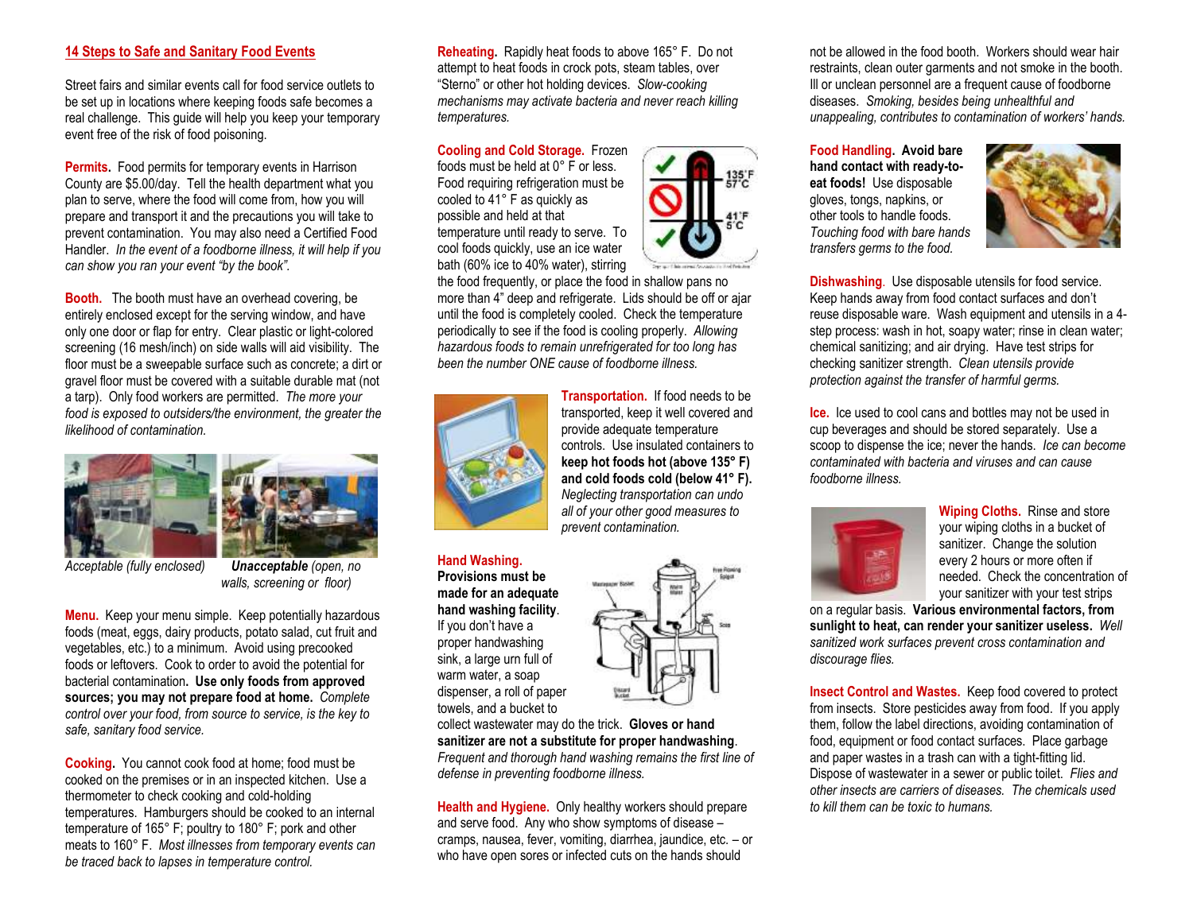## 14 Steps to Safe and Sanitary Food Events

Street fairs and similar events call for food service outlets to be set up in locations where keeping foods safe becomes a real challenge. This guide will help you keep your temporary event free of the risk of food poisoning.

**Permits.** Food permits for temporary events in Harrison County are $5.00/day. Tell the health department what you plan to serve, where the food will come from, how you will prepare and transport it and the precautions you will take to prevent contamination. You may also need a Certified Food Handler. *In the event of a foodborne illness, it will help if you can show you ran your event "by the book".*

**Booth.** The booth must have an overhead covering, be entirely enclosed except for the serving window, and have only one door or flap for entry. Clear plastic or light-colored screening (16 mesh/inch) on side walls will aid visibility. The floor must be a sweepable surface such as concrete; a dirt or gravel floor must be covered with a suitable durable mat (not a tarp). Only food workers are permitted. *The more your food is exposed to outsiders/the environment, the greater the likelihood of contamination.*

*Acceptable (fully enclosed)* ***Unacceptable*** *(open, no walls, screening or floor)*

**Menu.** Keep your menu simple. Keep potentially hazardous foods (meat, eggs, dairy products, potato salad, cut fruit and vegetables, etc.) to a minimum. Avoid using precooked foods or leftovers. Cook to order to avoid the potential for bacterial contamination. **Use only foods from approved sources; you may not prepare food at home.** *Complete control over your food, from source to service, is the key to safe, sanitary food service.*

**Cooking.** You cannot cook food at home; food must be cooked on the premises or in an inspected kitchen. Use a thermometer to check cooking and cold-holding temperatures. Hamburgers should be cooked to an internal temperature of 165° F; poultry to 180° F; pork and other meats to 160° F. *Most illnesses from temporary events can be traced back to lapses in temperature control.*

**Reheating.** Rapidly heat foods to above 165° F. Do not attempt to heat foods in crock pots, steam tables, over "Sterno" or other hot holding devices. *Slow-cooking mechanisms may activate bacteria and never reach killing temperatures.*

**Cooling and Cold Storage.** Frozen foods must be held at 0° F or less. Food requiring refrigeration must be cooled to 41° F as quickly as possible and held at that temperature until ready to serve. To cool foods quickly, use an ice water bath (60% ice to 40% water), stirring the food frequently, or place the food in shallow pans no more than 4" deep and refrigerate. Lids should be off or ajar until the food is completely cooled. Check the temperature periodically to see if the food is cooling properly. *Allowing hazardous foods to remain unrefrigerated for too long has been the number ONE cause of foodborne illness.*

135°F
57°C
41°F
5°C

**Transportation.** If food needs to be transported, keep it well covered and provide adequate temperature controls. Use insulated containers to **keep hot foods hot (above 135° F) and cold foods cold (below 41° F).** *Neglecting transportation can undo all of your other good measures to prevent contamination.*

**Hand Washing.**
**Provisions must be made for an adequate hand washing facility.** If you don't have a proper handwashing sink, a large urn full of warm water, a soap dispenser, a roll of paper towels, and a bucket to collect wastewater may do the trick. **Gloves or hand sanitizer are not a substitute for proper handwashing.** *Frequent and thorough hand washing remains the first line of defense in preventing foodborne illness.*

**Health and Hygiene.** Only healthy workers should prepare and serve food. Any who show symptoms of disease – cramps, nausea, fever, vomiting, diarrhea, jaundice, etc. – or who have open sores or infected cuts on the hands should not be allowed in the food booth. Workers should wear hair restraints, clean outer garments and not smoke in the booth. Ill or unclean personnel are a frequent cause of foodborne diseases. *Smoking, besides being unhealthful and unappealing, contributes to contamination of workers' hands.*

**Food Handling. Avoid bare hand contact with ready-to-eat foods!** Use disposable gloves, tongs, napkins, or other tools to handle foods. *Touching food with bare hands transfers germs to the food.*

**Dishwashing.** Use disposable utensils for food service. Keep hands away from food contact surfaces and don't reuse disposable ware. Wash equipment and utensils in a 4-step process: wash in hot, soapy water; rinse in clean water; chemical sanitizing; and air drying. Have test strips for checking sanitizer strength. *Clean utensils provide protection against the transfer of harmful germs.*

**Ice.** Ice used to cool cans and bottles may not be used in cup beverages and should be stored separately. Use a scoop to dispense the ice; never the hands. *Ice can become contaminated with bacteria and viruses and can cause foodborne illness.*

**Wiping Cloths.** Rinse and store your wiping cloths in a bucket of sanitizer. Change the solution every 2 hours or more often if needed. Check the concentration of your sanitizer with your test strips on a regular basis. **Various environmental factors, from sunlight to heat, can render your sanitizer useless.** *Well sanitized work surfaces prevent cross contamination and discourage flies.*

**Insect Control and Wastes.** Keep food covered to protect from insects. Store pesticides away from food. If you apply them, follow the label directions, avoiding contamination of food, equipment or food contact surfaces. Place garbage and paper wastes in a trash can with a tight-fitting lid. Dispose of wastewater in a sewer or public toilet. *Flies and other insects are carriers of diseases. The chemicals used to kill them can be toxic to humans.*